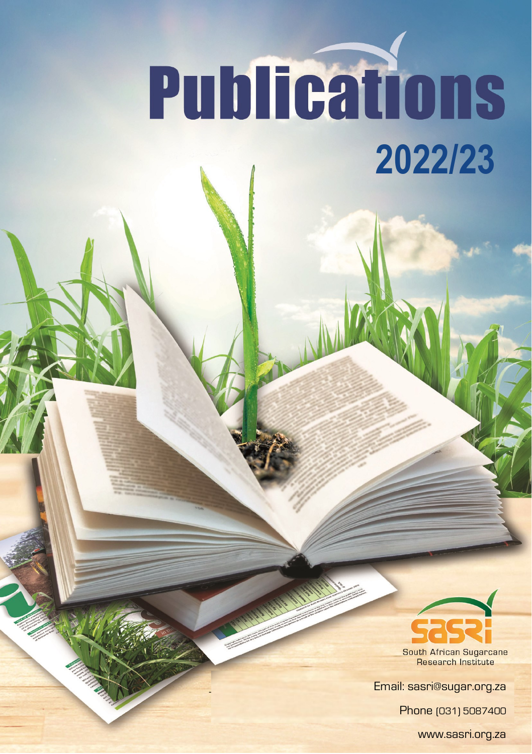# Publications

## 2022/23

South African Sugarcane Research Institute

Email: sasri@sugar.org.za

Phone (031) 5087400

www.sasri.org.za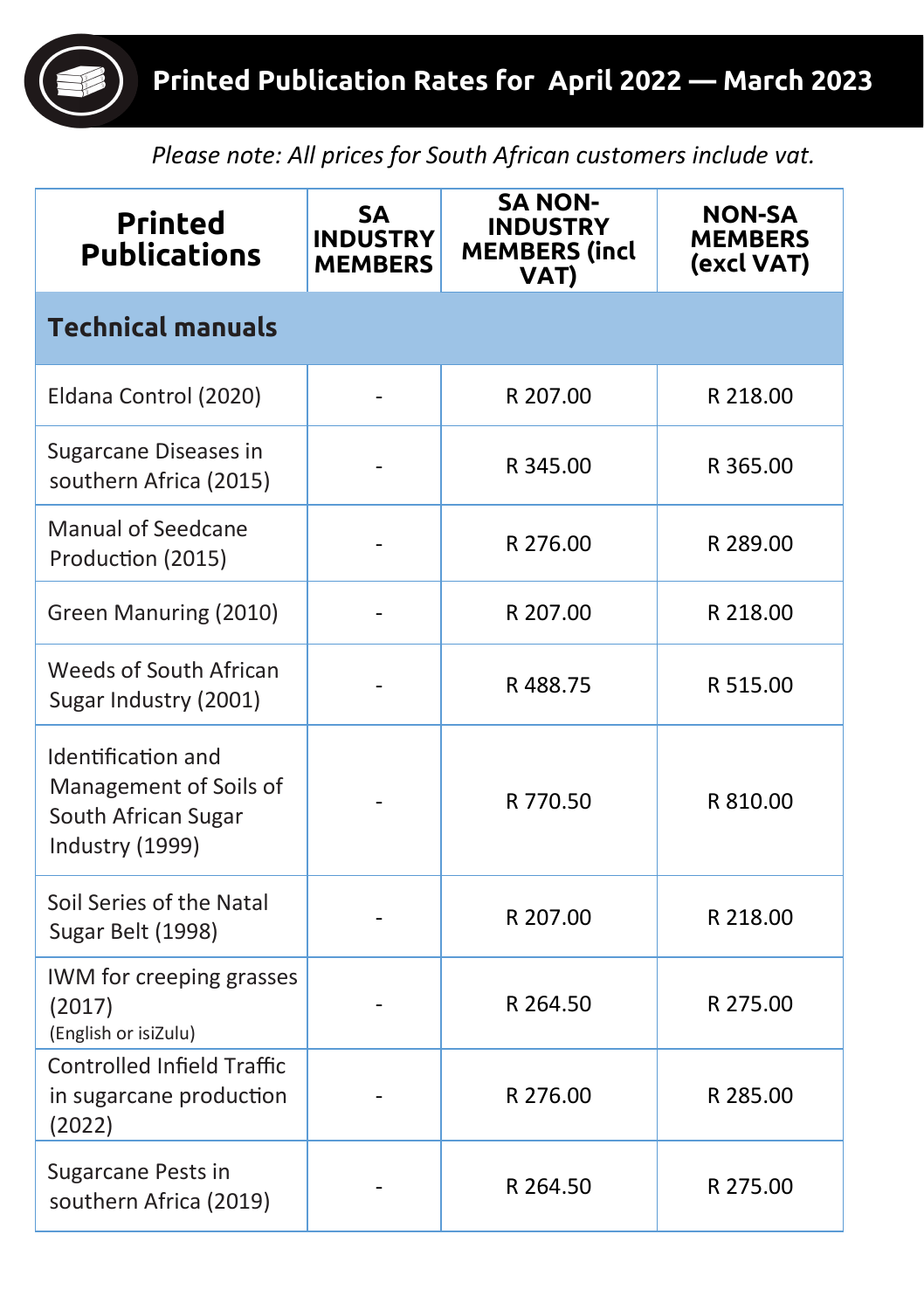# Printed Publication Rates for April 2022 — March 2023

*Please note: All prices for South African customers include vat.*

| Printed Publications | SA INDUSTRY MEMBERS | SA NON-INDUSTRY MEMBERS (incl VAT) | NON-SA MEMBERS (excl VAT) |
|---|---|---|---|
| **Technical manuals** | | | |
| Eldana Control (2020) | - | R 207.00 | R 218.00 |
| Sugarcane Diseases in southern Africa (2015) | - | R 345.00 | R 365.00 |
| Manual of Seedcane Production (2015) | - | R 276.00 | R 289.00 |
| Green Manuring (2010) | - | R 207.00 | R 218.00 |
| Weeds of South African Sugar Industry (2001) | - | R 488.75 | R 515.00 |
| Identification and Management of Soils of South African Sugar Industry (1999) | - | R 770.50 | R 810.00 |
| Soil Series of the Natal Sugar Belt (1998) | - | R 207.00 | R 218.00 |
| IWM for creeping grasses (2017) (English or isiZulu) | - | R 264.50 | R 275.00 |
| Controlled Infield Traffic in sugarcane production (2022) | - | R 276.00 | R 285.00 |
| Sugarcane Pests in southern Africa (2019) | - | R 264.50 | R 275.00 |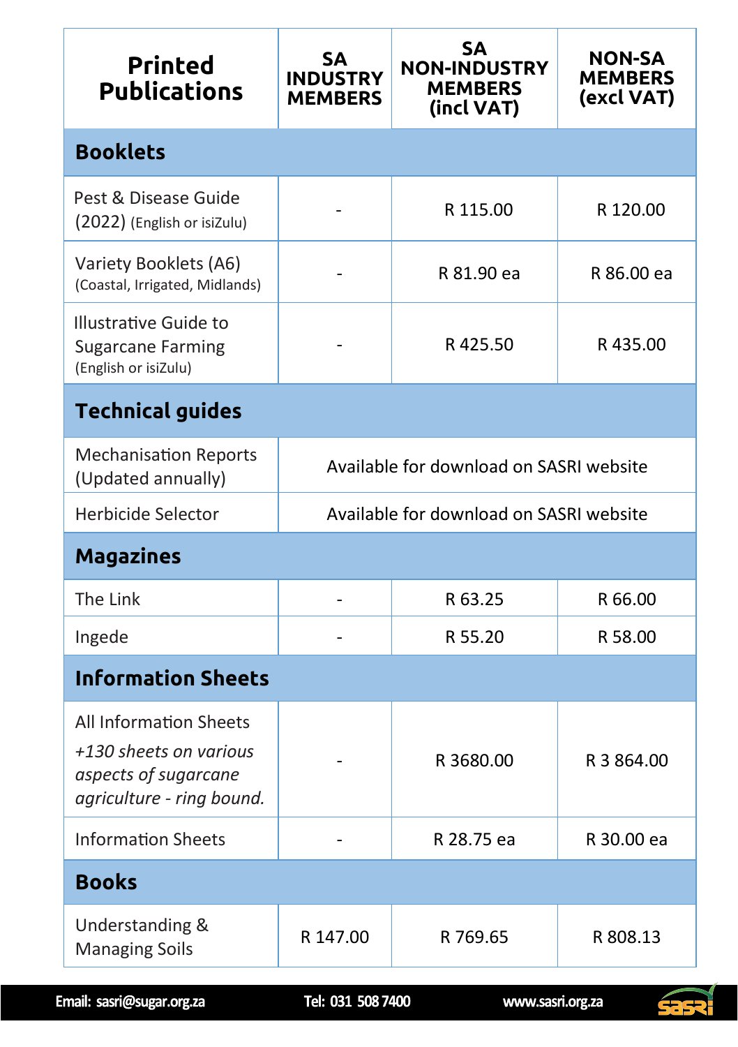| Printed Publications | SA INDUSTRY MEMBERS | SA NON-INDUSTRY MEMBERS (incl VAT) | NON-SA MEMBERS (excl VAT) |
|---|---|---|---|
| **Booklets** | | | |
| Pest & Disease Guide (2022) (English or isiZulu) | - | R 115.00 | R 120.00 |
| Variety Booklets (A6) (Coastal, Irrigated, Midlands) | - | R 81.90 ea | R 86.00 ea |
| Illustrative Guide to Sugarcane Farming (English or isiZulu) | - | R 425.50 | R 435.00 |
| **Technical guides** | | | |
| Mechanisation Reports (Updated annually) | Available for download on SASRI website | | |
| Herbicide Selector | Available for download on SASRI website | | |
| **Magazines** | | | |
| The Link | - | R 63.25 | R 66.00 |
| Ingede | - | R 55.20 | R 58.00 |
| **Information Sheets** | | | |
| All Information Sheets *+130 sheets on various aspects of sugarcane agriculture - ring bound.* | - | R 3680.00 | R 3 864.00 |
| Information Sheets | - | R 28.75 ea | R 30.00 ea |
| **Books** | | | |
| Understanding & Managing Soils | R 147.00 | R 769.65 | R 808.13 |

Email: sasri@sugar.org.za Tel: 031 508 7400 www.sasri.org.za